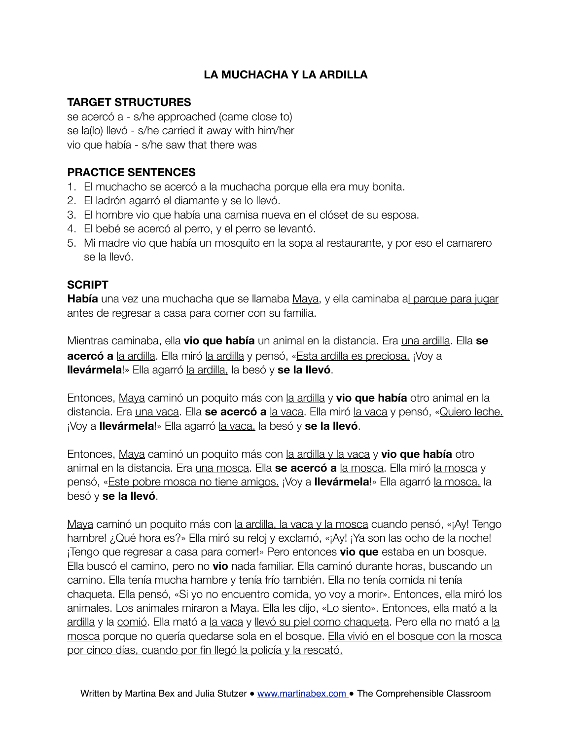# LA MUCHACHA Y LA ARDILLA

## TARGET STRUCTURES

se acercó a - s/he approached (came close to)
se la(lo) llevó - s/he carried it away with him/her
vio que había - s/he saw that there was

## PRACTICE SENTENCES

1. El muchacho se acercó a la muchacha porque ella era muy bonita.
2. El ladrón agarró el diamante y se lo llevó.
3. El hombre vio que había una camisa nueva en el clóset de su esposa.
4. El bebé se acercó al perro, y el perro se levantó.
5. Mi madre vio que había un mosquito en la sopa al restaurante, y por eso el camarero se la llevó.

## SCRIPT

**Había** una vez una muchacha que se llamaba Maya, y ella caminaba al parque para jugar antes de regresar a casa para comer con su familia.

Mientras caminaba, ella **vio que había** un animal en la distancia. Era una ardilla. Ella **se acercó a** la ardilla. Ella miró la ardilla y pensó, «Esta ardilla es preciosa. ¡Voy a **llevármela**!» Ella agarró la ardilla, la besó y **se la llevó**.

Entonces, Maya caminó un poquito más con la ardilla y **vio que había** otro animal en la distancia. Era una vaca. Ella **se acercó a** la vaca. Ella miró la vaca y pensó, «Quiero leche. ¡Voy a **llevármela**!» Ella agarró la vaca, la besó y **se la llevó**.

Entonces, Maya caminó un poquito más con la ardilla y la vaca y **vio que había** otro animal en la distancia. Era una mosca. Ella **se acercó a** la mosca. Ella miró la mosca y pensó, «Este pobre mosca no tiene amigos. ¡Voy a **llevármela**!» Ella agarró la mosca, la besó y **se la llevó**.

Maya caminó un poquito más con la ardilla, la vaca y la mosca cuando pensó, «¡Ay! Tengo hambre! ¿Qué hora es?» Ella miró su reloj y exclamó, «¡Ay! ¡Ya son las ocho de la noche! ¡Tengo que regresar a casa para comer!» Pero entonces **vio que** estaba en un bosque. Ella buscó el camino, pero no **vio** nada familiar. Ella caminó durante horas, buscando un camino. Ella tenía mucha hambre y tenía frío también. Ella no tenía comida ni tenía chaqueta. Ella pensó, «Si yo no encuentro comida, yo voy a morir». Entonces, ella miró los animales. Los animales miraron a Maya. Ella les dijo, «Lo siento». Entonces, ella mató a la ardilla y la comió. Ella mató a la vaca y llevó su piel como chaqueta. Pero ella no mató a la mosca porque no quería quedarse sola en el bosque. Ella vivió en el bosque con la mosca por cinco días, cuando por fin llegó la policía y la rescató.

Written by Martina Bex and Julia Stutzer • www.martinabex.com • The Comprehensible Classroom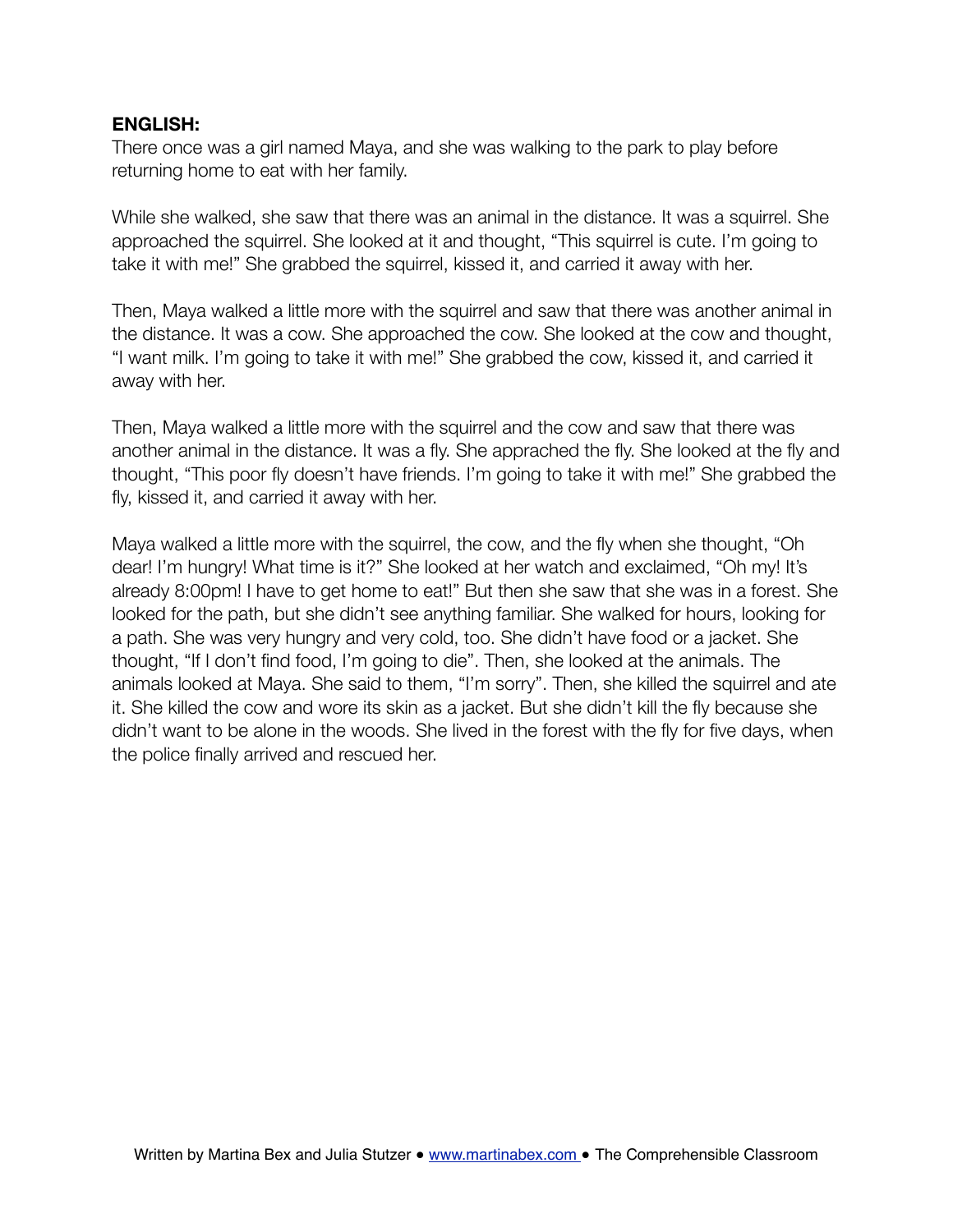**ENGLISH:**

There once was a girl named Maya, and she was walking to the park to play before returning home to eat with her family.

While she walked, she saw that there was an animal in the distance. It was a squirrel. She approached the squirrel. She looked at it and thought, "This squirrel is cute. I'm going to take it with me!" She grabbed the squirrel, kissed it, and carried it away with her.

Then, Maya walked a little more with the squirrel and saw that there was another animal in the distance. It was a cow. She approached the cow. She looked at the cow and thought, "I want milk. I'm going to take it with me!" She grabbed the cow, kissed it, and carried it away with her.

Then, Maya walked a little more with the squirrel and the cow and saw that there was another animal in the distance. It was a fly. She apprached the fly. She looked at the fly and thought, "This poor fly doesn't have friends. I'm going to take it with me!" She grabbed the fly, kissed it, and carried it away with her.

Maya walked a little more with the squirrel, the cow, and the fly when she thought, "Oh dear! I'm hungry! What time is it?" She looked at her watch and exclaimed, "Oh my! It's already 8:00pm! I have to get home to eat!" But then she saw that she was in a forest. She looked for the path, but she didn't see anything familiar. She walked for hours, looking for a path. She was very hungry and very cold, too. She didn't have food or a jacket. She thought, "If I don't find food, I'm going to die". Then, she looked at the animals. The animals looked at Maya. She said to them, "I'm sorry". Then, she killed the squirrel and ate it. She killed the cow and wore its skin as a jacket. But she didn't kill the fly because she didn't want to be alone in the woods. She lived in the forest with the fly for five days, when the police finally arrived and rescued her.

Written by Martina Bex and Julia Stutzer • www.martinabex.com • The Comprehensible Classroom